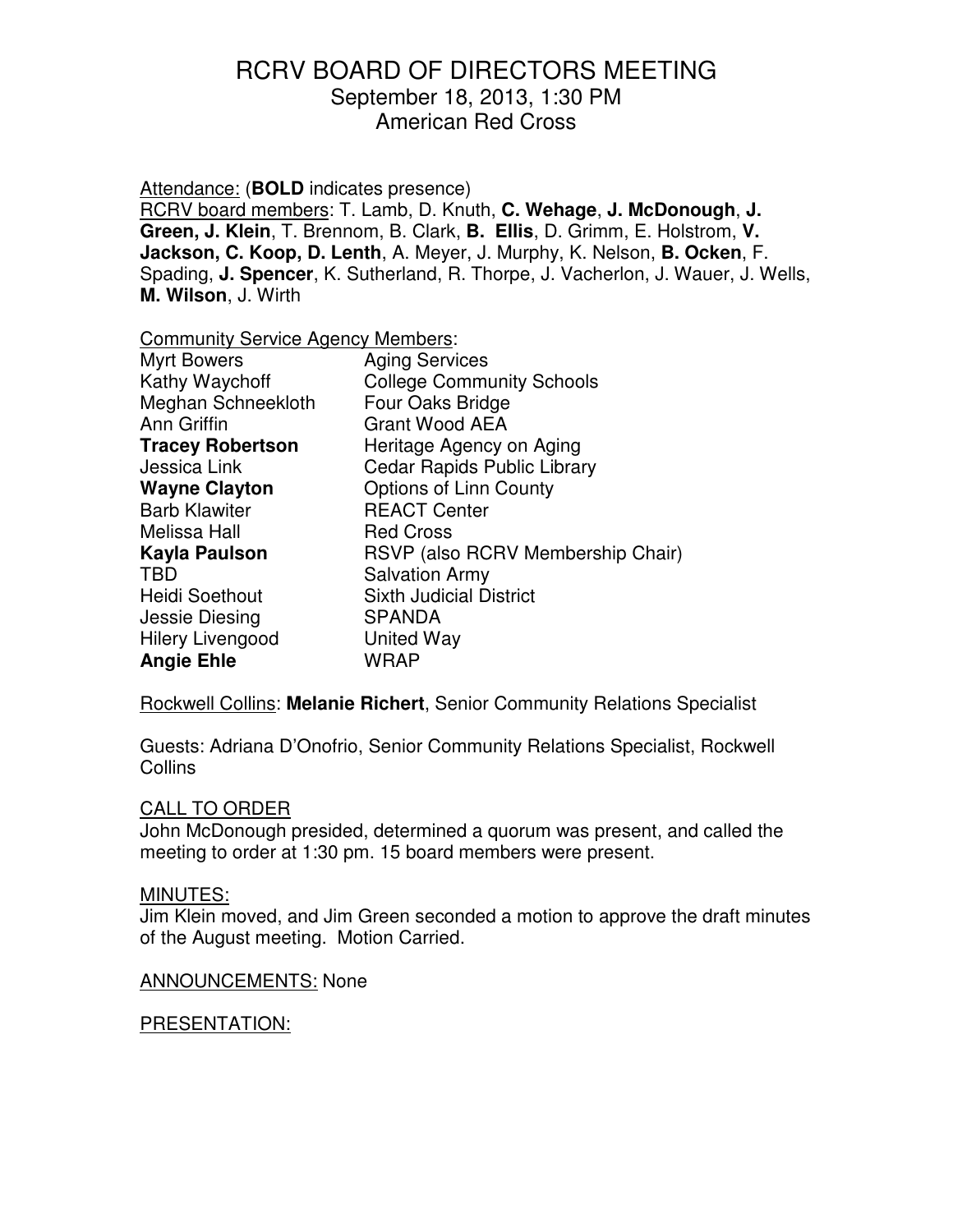# RCRV BOARD OF DIRECTORS MEETING

September 18, 2013, 1:30 PM
American Red Cross

Attendance: (**BOLD** indicates presence)

RCRV board members: T. Lamb, D. Knuth, **C. Wehage**, **J. McDonough**, **J. Green, J. Klein**, T. Brennom, B. Clark, **B. Ellis**, D. Grimm, E. Holstrom, **V. Jackson, C. Koop, D. Lenth**, A. Meyer, J. Murphy, K. Nelson, **B. Ocken**, F. Spading, **J. Spencer**, K. Sutherland, R. Thorpe, J. Vacherlon, J. Wauer, J. Wells, **M. Wilson**, J. Wirth

Community Service Agency Members:

| | |
|---|---|
| Myrt Bowers | Aging Services |
| Kathy Waychoff | College Community Schools |
| Meghan Schneekloth | Four Oaks Bridge |
| Ann Griffin | Grant Wood AEA |
| **Tracey Robertson** | Heritage Agency on Aging |
| Jessica Link | Cedar Rapids Public Library |
| **Wayne Clayton** | Options of Linn County |
| Barb Klawiter | REACT Center |
| Melissa Hall | Red Cross |
| **Kayla Paulson** | RSVP (also RCRV Membership Chair) |
| TBD | Salvation Army |
| Heidi Soethout | Sixth Judicial District |
| Jessie Diesing | SPANDA |
| Hilery Livengood | United Way |
| **Angie Ehle** | WRAP |

Rockwell Collins: **Melanie Richert**, Senior Community Relations Specialist

Guests: Adriana D'Onofrio, Senior Community Relations Specialist, Rockwell Collins

CALL TO ORDER

John McDonough presided, determined a quorum was present, and called the meeting to order at 1:30 pm. 15 board members were present.

MINUTES:

Jim Klein moved, and Jim Green seconded a motion to approve the draft minutes of the August meeting. Motion Carried.

ANNOUNCEMENTS: None

PRESENTATION: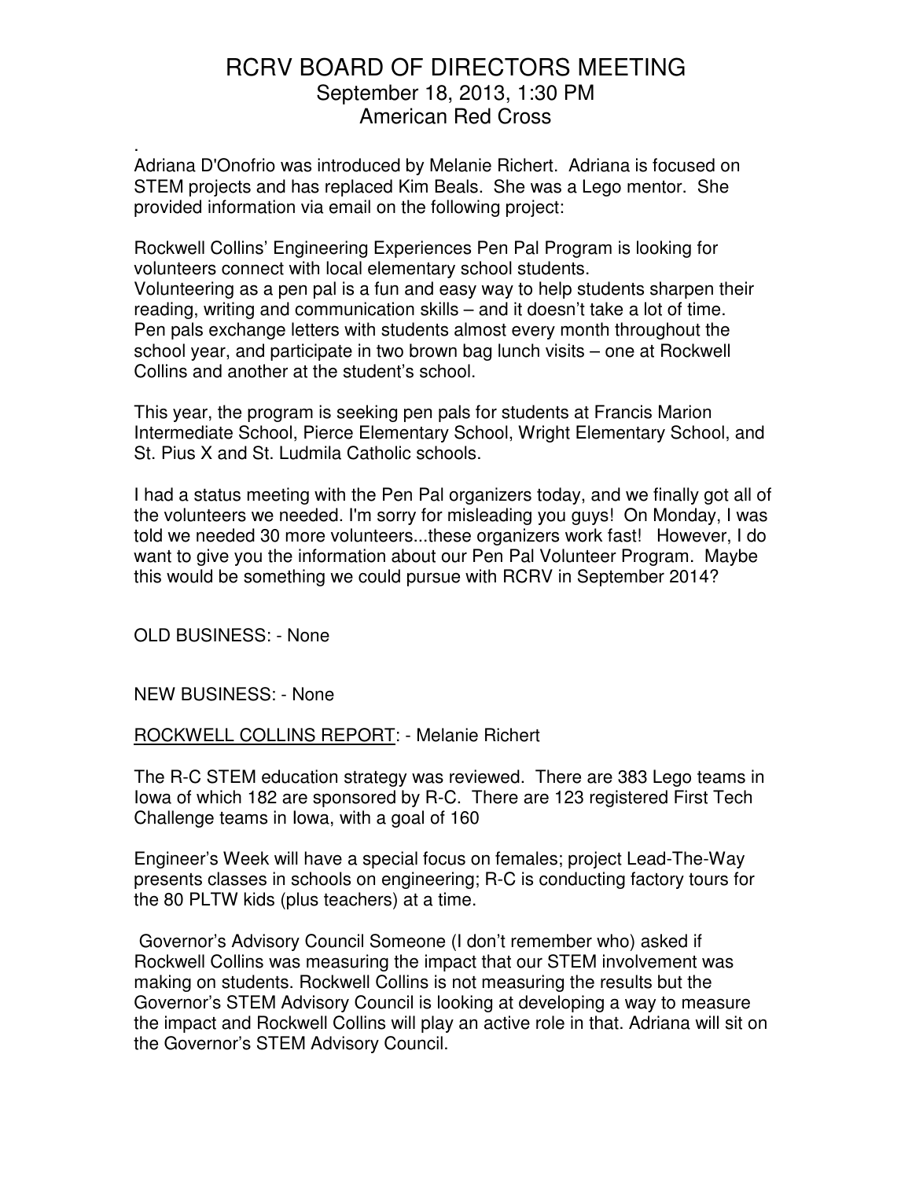# RCRV BOARD OF DIRECTORS MEETING

September 18, 2013, 1:30 PM
American Red Cross

.
Adriana D'Onofrio was introduced by Melanie Richert. Adriana is focused on STEM projects and has replaced Kim Beals. She was a Lego mentor. She provided information via email on the following project:

Rockwell Collins' Engineering Experiences Pen Pal Program is looking for volunteers connect with local elementary school students.
Volunteering as a pen pal is a fun and easy way to help students sharpen their reading, writing and communication skills – and it doesn't take a lot of time. Pen pals exchange letters with students almost every month throughout the school year, and participate in two brown bag lunch visits – one at Rockwell Collins and another at the student's school.

This year, the program is seeking pen pals for students at Francis Marion Intermediate School, Pierce Elementary School, Wright Elementary School, and St. Pius X and St. Ludmila Catholic schools.

I had a status meeting with the Pen Pal organizers today, and we finally got all of the volunteers we needed. I'm sorry for misleading you guys! On Monday, I was told we needed 30 more volunteers...these organizers work fast! However, I do want to give you the information about our Pen Pal Volunteer Program. Maybe this would be something we could pursue with RCRV in September 2014?

OLD BUSINESS: - None

NEW BUSINESS: - None

<u>ROCKWELL COLLINS REPORT</u>: - Melanie Richert

The R-C STEM education strategy was reviewed. There are 383 Lego teams in Iowa of which 182 are sponsored by R-C. There are 123 registered First Tech Challenge teams in Iowa, with a goal of 160

Engineer's Week will have a special focus on females; project Lead-The-Way presents classes in schools on engineering; R-C is conducting factory tours for the 80 PLTW kids (plus teachers) at a time.

Governor's Advisory Council Someone (I don't remember who) asked if Rockwell Collins was measuring the impact that our STEM involvement was making on students. Rockwell Collins is not measuring the results but the Governor's STEM Advisory Council is looking at developing a way to measure the impact and Rockwell Collins will play an active role in that. Adriana will sit on the Governor's STEM Advisory Council.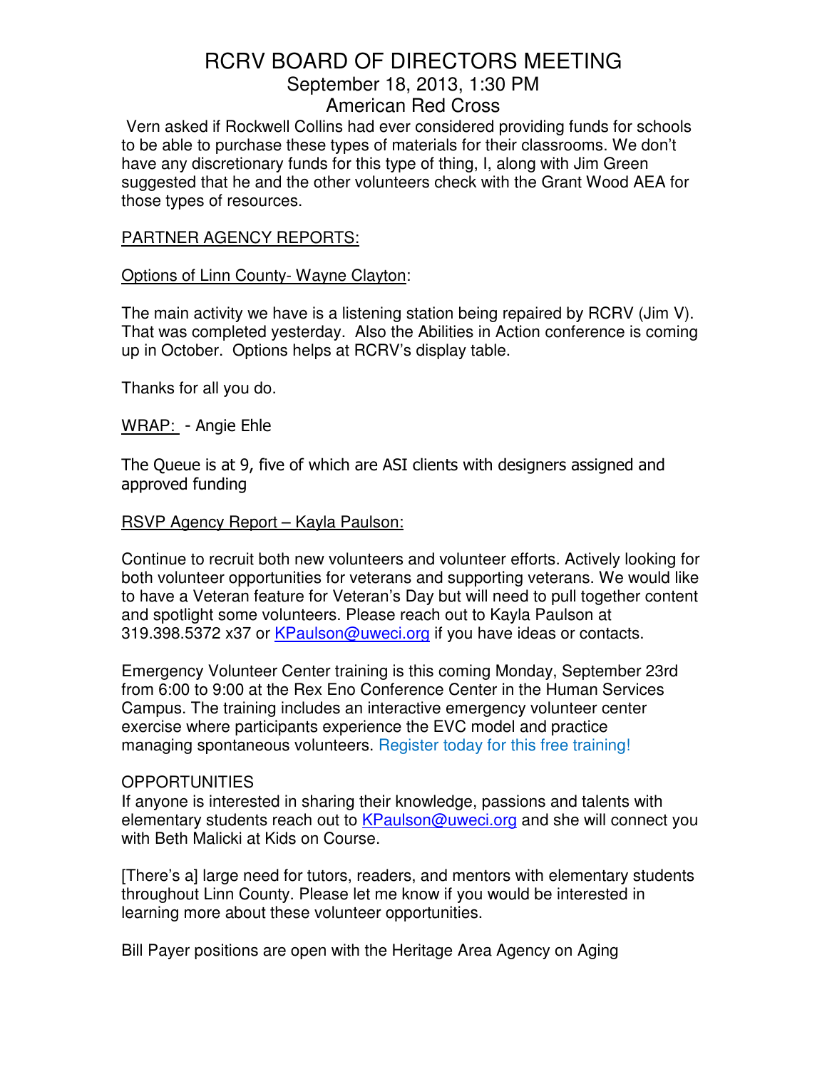# RCRV BOARD OF DIRECTORS MEETING

## September 18, 2013, 1:30 PM

## American Red Cross

Vern asked if Rockwell Collins had ever considered providing funds for schools to be able to purchase these types of materials for their classrooms. We don't have any discretionary funds for this type of thing, I, along with Jim Green suggested that he and the other volunteers check with the Grant Wood AEA for those types of resources.

PARTNER AGENCY REPORTS:

Options of Linn County- Wayne Clayton:

The main activity we have is a listening station being repaired by RCRV (Jim V). That was completed yesterday. Also the Abilities in Action conference is coming up in October. Options helps at RCRV's display table.

Thanks for all you do.

WRAP: - Angie Ehle

The Queue is at 9, five of which are ASI clients with designers assigned and approved funding

RSVP Agency Report – Kayla Paulson:

Continue to recruit both new volunteers and volunteer efforts. Actively looking for both volunteer opportunities for veterans and supporting veterans. We would like to have a Veteran feature for Veteran's Day but will need to pull together content and spotlight some volunteers. Please reach out to Kayla Paulson at 319.398.5372 x37 or KPaulson@uweci.org if you have ideas or contacts.

Emergency Volunteer Center training is this coming Monday, September 23rd from 6:00 to 9:00 at the Rex Eno Conference Center in the Human Services Campus. The training includes an interactive emergency volunteer center exercise where participants experience the EVC model and practice managing spontaneous volunteers. Register today for this free training!

OPPORTUNITIES

If anyone is interested in sharing their knowledge, passions and talents with elementary students reach out to KPaulson@uweci.org and she will connect you with Beth Malicki at Kids on Course.

[There's a] large need for tutors, readers, and mentors with elementary students throughout Linn County. Please let me know if you would be interested in learning more about these volunteer opportunities.

Bill Payer positions are open with the Heritage Area Agency on Aging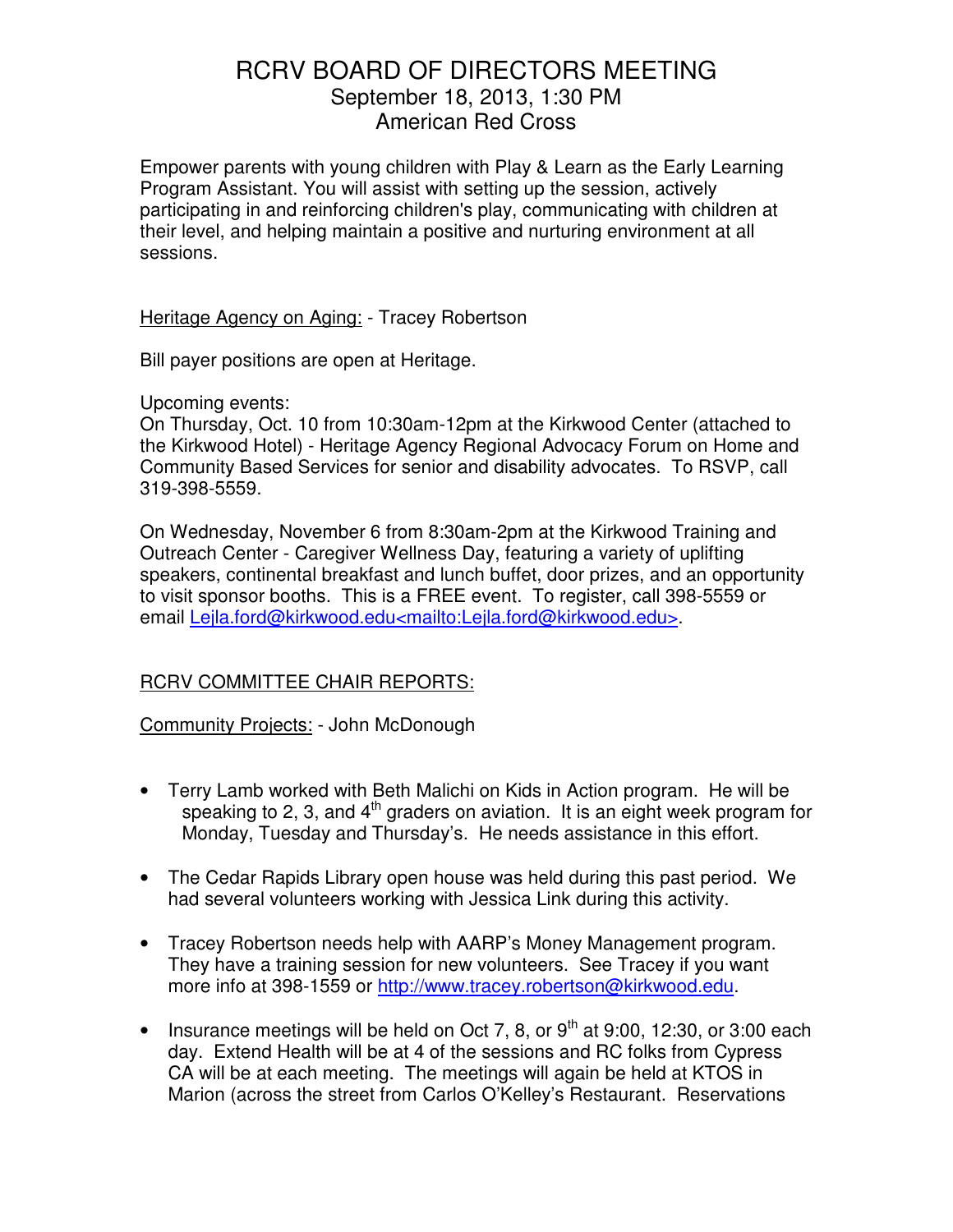# RCRV BOARD OF DIRECTORS MEETING
## September 18, 2013, 1:30 PM
## American Red Cross

Empower parents with young children with Play & Learn as the Early Learning Program Assistant. You will assist with setting up the session, actively participating in and reinforcing children's play, communicating with children at their level, and helping maintain a positive and nurturing environment at all sessions.

Heritage Agency on Aging: - Tracey Robertson

Bill payer positions are open at Heritage.

Upcoming events:
On Thursday, Oct. 10 from 10:30am-12pm at the Kirkwood Center (attached to the Kirkwood Hotel) - Heritage Agency Regional Advocacy Forum on Home and Community Based Services for senior and disability advocates. To RSVP, call 319-398-5559.

On Wednesday, November 6 from 8:30am-2pm at the Kirkwood Training and Outreach Center - Caregiver Wellness Day, featuring a variety of uplifting speakers, continental breakfast and lunch buffet, door prizes, and an opportunity to visit sponsor booths. This is a FREE event. To register, call 398-5559 or email Lejla.ford@kirkwood.edu<mailto:Lejla.ford@kirkwood.edu>.

RCRV COMMITTEE CHAIR REPORTS:

Community Projects: - John McDonough

- Terry Lamb worked with Beth Malichi on Kids in Action program. He will be speaking to 2, 3, and 4th graders on aviation. It is an eight week program for Monday, Tuesday and Thursday's. He needs assistance in this effort.
- The Cedar Rapids Library open house was held during this past period. We had several volunteers working with Jessica Link during this activity.
- Tracey Robertson needs help with AARP's Money Management program. They have a training session for new volunteers. See Tracey if you want more info at 398-1559 or http://www.tracey.robertson@kirkwood.edu.
- Insurance meetings will be held on Oct 7, 8, or 9th at 9:00, 12:30, or 3:00 each day. Extend Health will be at 4 of the sessions and RC folks from Cypress CA will be at each meeting. The meetings will again be held at KTOS in Marion (across the street from Carlos O'Kelley's Restaurant. Reservations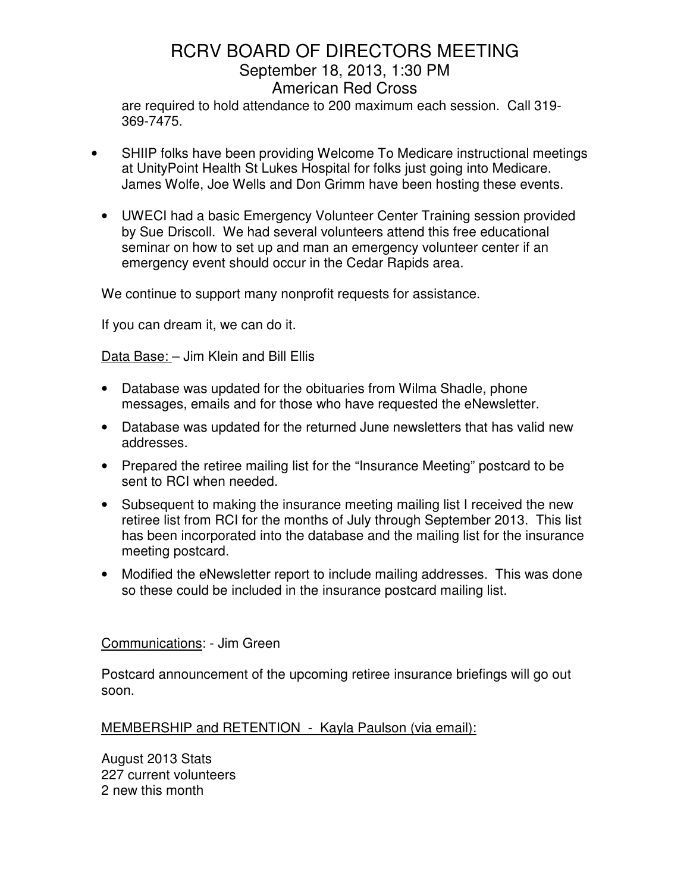are required to hold attendance to 200 maximum each session. Call 319-369-7475.

- SHIIP folks have been providing Welcome To Medicare instructional meetings at UnityPoint Health St Lukes Hospital for folks just going into Medicare. James Wolfe, Joe Wells and Don Grimm have been hosting these events.

- UWECI had a basic Emergency Volunteer Center Training session provided by Sue Driscoll. We had several volunteers attend this free educational seminar on how to set up and man an emergency volunteer center if an emergency event should occur in the Cedar Rapids area.

We continue to support many nonprofit requests for assistance.

If you can dream it, we can do it.

<u>Data Base:</u> – Jim Klein and Bill Ellis

- Database was updated for the obituaries from Wilma Shadle, phone messages, emails and for those who have requested the eNewsletter.
- Database was updated for the returned June newsletters that has valid new addresses.
- Prepared the retiree mailing list for the "Insurance Meeting" postcard to be sent to RCI when needed.
- Subsequent to making the insurance meeting mailing list I received the new retiree list from RCI for the months of July through September 2013. This list has been incorporated into the database and the mailing list for the insurance meeting postcard.
- Modified the eNewsletter report to include mailing addresses. This was done so these could be included in the insurance postcard mailing list.

<u>Communications</u>: - Jim Green

Postcard announcement of the upcoming retiree insurance briefings will go out soon.

<u>MEMBERSHIP and RETENTION - Kayla Paulson (via email):</u>

August 2013 Stats
227 current volunteers
2 new this month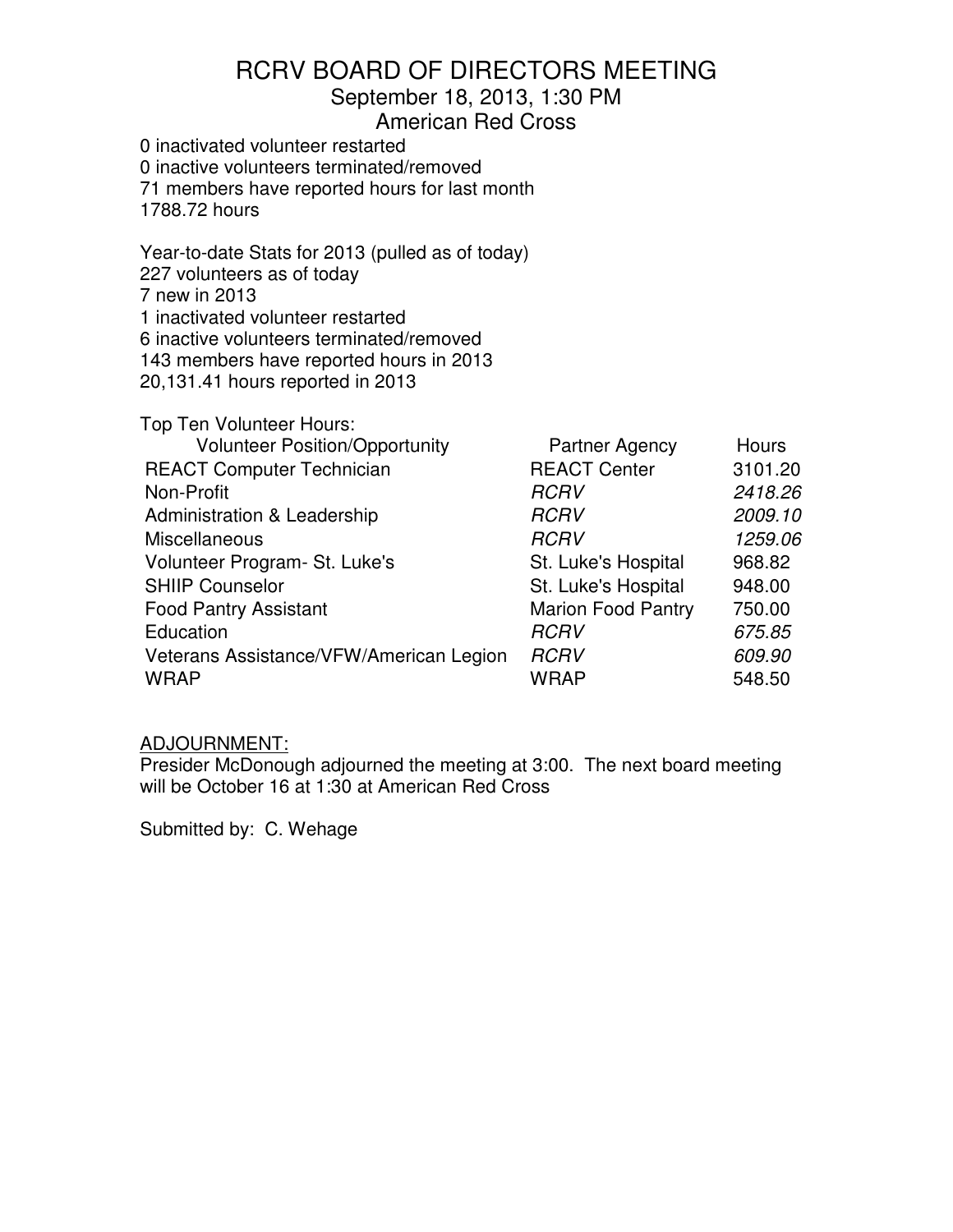# RCRV BOARD OF DIRECTORS MEETING

## September 18, 2013, 1:30 PM

## American Red Cross

0 inactivated volunteer restarted
0 inactive volunteers terminated/removed
71 members have reported hours for last month
1788.72 hours

Year-to-date Stats for 2013 (pulled as of today)
227 volunteers as of today
7 new in 2013
1 inactivated volunteer restarted
6 inactive volunteers terminated/removed
143 members have reported hours in 2013
20,131.41 hours reported in 2013

Top Ten Volunteer Hours:

| Volunteer Position/Opportunity | Partner Agency | Hours |
|---|---|---|
| REACT Computer Technician | REACT Center | 3101.20 |
| Non-Profit | *RCRV* | *2418.26* |
| Administration & Leadership | *RCRV* | *2009.10* |
| Miscellaneous | *RCRV* | *1259.06* |
| Volunteer Program- St. Luke's | St. Luke's Hospital | 968.82 |
| SHIIP Counselor | St. Luke's Hospital | 948.00 |
| Food Pantry Assistant | Marion Food Pantry | 750.00 |
| Education | *RCRV* | *675.85* |
| Veterans Assistance/VFW/American Legion | *RCRV* | *609.90* |
| WRAP | WRAP | 548.50 |

<u>ADJOURNMENT:</u>
Presider McDonough adjourned the meeting at 3:00. The next board meeting will be October 16 at 1:30 at American Red Cross

Submitted by: C. Wehage